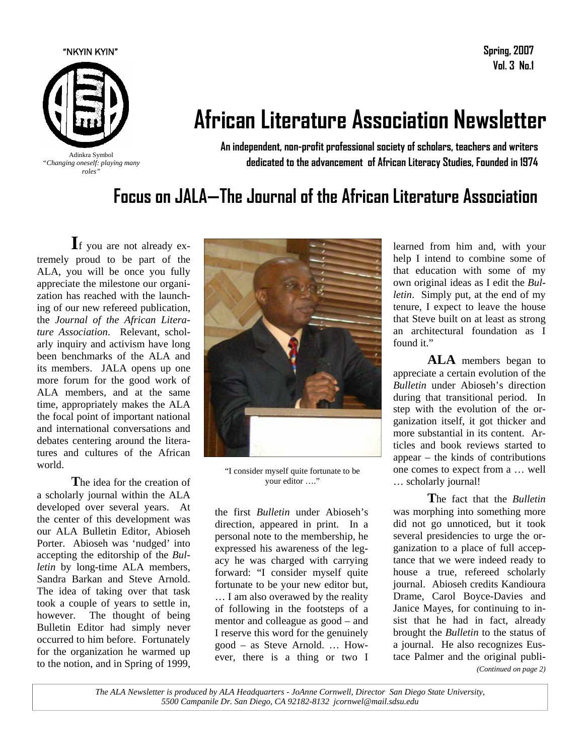"NKYIN KYIN"

Adinkra Symbol
*"Changing oneself: playing many roles"*

**Spring, 2007**
**Vol. 3 No.1**

# African Literature Association Newsletter

**An independent, non-profit professional society of scholars, teachers and writers dedicated to the advancement of African Literacy Studies, Founded in 1974**

## Focus on JALA—The Journal of the African Literature Association

**I**f you are not already extremely proud to be part of the ALA, you will be once you fully appreciate the milestone our organization has reached with the launching of our new refereed publication, the *Journal of the African Literature Association.* Relevant, scholarly inquiry and activism have long been benchmarks of the ALA and its members. JALA opens up one more forum for the good work of ALA members, and at the same time, appropriately makes the ALA the focal point of important national and international conversations and debates centering around the literatures and cultures of the African world.

**T**he idea for the creation of a scholarly journal within the ALA developed over several years. At the center of this development was our ALA Bulletin Editor, Abioseh Porter. Abioseh was 'nudged' into accepting the editorship of the *Bulletin* by long-time ALA members, Sandra Barkan and Steve Arnold. The idea of taking over that task took a couple of years to settle in, however. The thought of being Bulletin Editor had simply never occurred to him before. Fortunately for the organization he warmed up to the notion, and in Spring of 1999, the first *Bulletin* under Abioseh's direction, appeared in print. In a personal note to the membership, he expressed his awareness of the legacy he was charged with carrying forward: "I consider myself quite fortunate to be your new editor but, … I am also overawed by the reality of following in the footsteps of a mentor and colleague as good – and I reserve this word for the genuinely good – as Steve Arnold. … However, there is a thing or two I learned from him and, with your help I intend to combine some of that education with some of my own original ideas as I edit the *Bulletin*. Simply put, at the end of my tenure, I expect to leave the house that Steve built on at least as strong an architectural foundation as I found it."

"I consider myself quite fortunate to be your editor …."

**ALA** members began to appreciate a certain evolution of the *Bulletin* under Abioseh's direction during that transitional period. In step with the evolution of the organization itself, it got thicker and more substantial in its content. Articles and book reviews started to appear – the kinds of contributions one comes to expect from a … well … scholarly journal!

**T**he fact that the *Bulletin* was morphing into something more did not go unnoticed, but it took several presidencies to urge the organization to a place of full acceptance that we were indeed ready to house a true, refereed scholarly journal. Abioseh credits Kandioura Drame, Carol Boyce-Davies and Janice Mayes, for continuing to insist that he had in fact, already brought the *Bulletin* to the status of a journal. He also recognizes Eustace Palmer and the original publi-

*(Continued on page 2)*

*The ALA Newsletter is produced by ALA Headquarters - JoAnne Cornwell, Director San Diego State University, 5500 Campanile Dr. San Diego, CA 92182-8132 jcornwel@mail.sdsu.edu*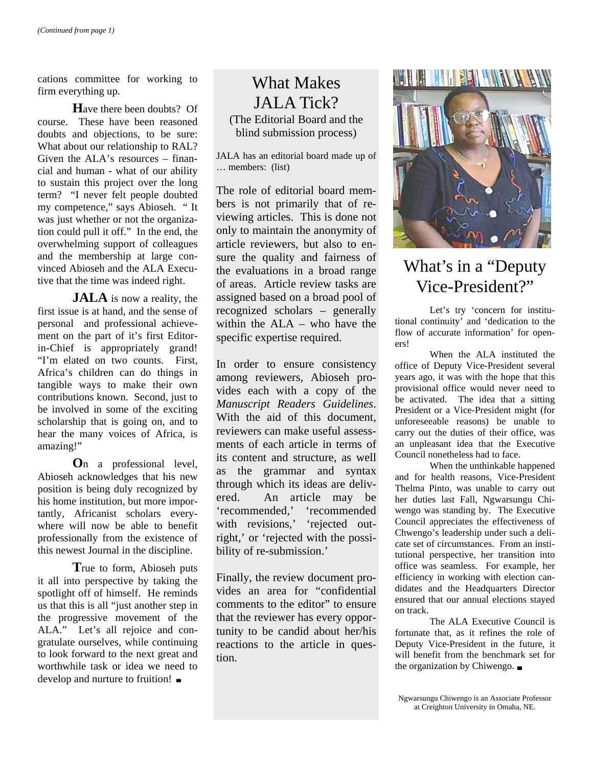*(Continued from page 1)*

cations committee for working to firm everything up.

**H**ave there been doubts? Of course. These have been reasoned doubts and objections, to be sure: What about our relationship to RAL? Given the ALA's resources – financial and human - what of our ability to sustain this project over the long term? "I never felt people doubted my competence," says Abioseh. " It was just whether or not the organization could pull it off." In the end, the overwhelming support of colleagues and the membership at large convinced Abioseh and the ALA Executive that the time was indeed right.

**JALA** is now a reality, the first issue is at hand, and the sense of personal and professional achievement on the part of it's first Editor-in-Chief is appropriately grand! "I'm elated on two counts. First, Africa's children can do things in tangible ways to make their own contributions known. Second, just to be involved in some of the exciting scholarship that is going on, and to hear the many voices of Africa, is amazing!"

**O**n a professional level, Abioseh acknowledges that his new position is being duly recognized by his home institution, but more importantly, Africanist scholars everywhere will now be able to benefit professionally from the existence of this newest Journal in the discipline.

**T**rue to form, Abioseh puts it all into perspective by taking the spotlight off of himself. He reminds us that this is all "just another step in the progressive movement of the ALA." Let's all rejoice and congratulate ourselves, while continuing to look forward to the next great and worthwhile task or idea we need to develop and nurture to fruition! ■

## What Makes JALA Tick?

(The Editorial Board and the blind submission process)

JALA has an editorial board made up of … members: (list)

The role of editorial board members is not primarily that of reviewing articles. This is done not only to maintain the anonymity of article reviewers, but also to ensure the quality and fairness of the evaluations in a broad range of areas. Article review tasks are assigned based on a broad pool of recognized scholars – generally within the ALA – who have the specific expertise required.

In order to ensure consistency among reviewers, Abioseh provides each with a copy of the *Manuscript Readers Guidelines*. With the aid of this document, reviewers can make useful assessments of each article in terms of its content and structure, as well as the grammar and syntax through which its ideas are delivered. An article may be 'recommended,' 'recommended with revisions,' 'rejected outright,' or 'rejected with the possibility of re-submission.'

Finally, the review document provides an area for "confidential comments to the editor" to ensure that the reviewer has every opportunity to be candid about her/his reactions to the article in question.

## What's in a "Deputy Vice-President?"

Let's try 'concern for institutional continuity' and 'dedication to the flow of accurate information' for openers!

When the ALA instituted the office of Deputy Vice-President several years ago, it was with the hope that this provisional office would never need to be activated. The idea that a sitting President or a Vice-President might (for unforeseeable reasons) be unable to carry out the duties of their office, was an unpleasant idea that the Executive Council nonetheless had to face.

When the unthinkable happened and for health reasons, Vice-President Thelma Pinto, was unable to carry out her duties last Fall, Ngwarsungu Chiwengo was standing by. The Executive Council appreciates the effectiveness of Chwengo's leadership under such a delicate set of circumstances. From an institutional perspective, her transition into office was seamless. For example, her efficiency in working with election candidates and the Headquarters Director ensured that our annual elections stayed on track.

The ALA Executive Council is fortunate that, as it refines the role of Deputy Vice-President in the future, it will benefit from the benchmark set for the organization by Chiwengo. ■

Ngwarsungu Chiwengo is an Associate Professor at Creighton University in Omaha, NE.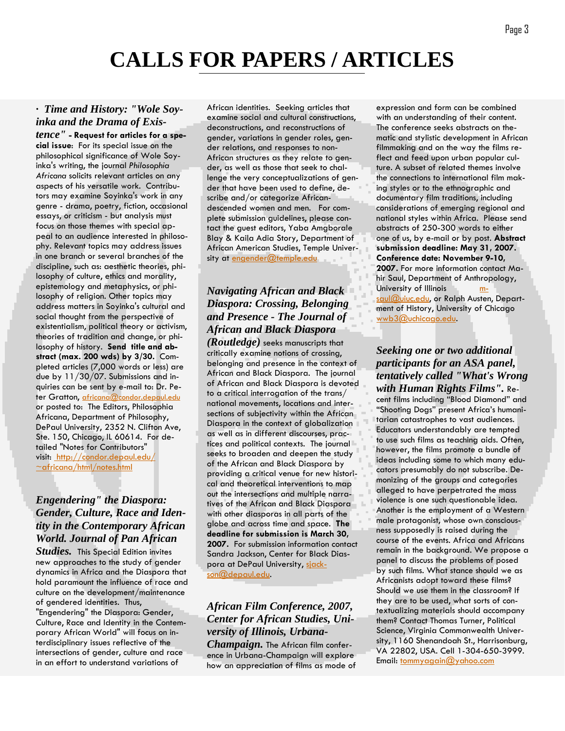# CALLS FOR PAPERS / ARTICLES

· ***Time and History: "Wole Soyinka and the Drama of Existence"*** **- Request for articles for a special issue**: For its special issue on the philosophical significance of Wole Soyinka's writing, the journal *Philosophia Africana* solicits relevant articles on any aspects of his versatile work. Contributors may examine Soyinka's work in any genre - drama, poetry, fiction, occasional essays, or criticism - but analysis must focus on those themes with special appeal to an audience interested in philosophy. Relevant topics may address issues in one branch or several branches of the discipline, such as: aesthetic theories, philosophy of culture, ethics and morality, epistemology and metaphysics, or philosophy of religion. Other topics may address matters in Soyinka's cultural and social thought from the perspective of existentialism, political theory or activism, theories of tradition and change, or philosophy of history. **Send title and abstract (max. 200 wds) by 3/30.** Completed articles (7,000 words or less) are due by 11/30/07. Submissions and inquiries can be sent by e-mail to: Dr. Peter Gratton, africana@condor.depaul.edu or posted to: The Editors, Philosophia Africana, Department of Philosophy, DePaul University, 2352 N. Clifton Ave, Ste. 150, Chicago, IL 60614. For detailed "Notes for Contributors" visit: http://condor.depaul.edu/~africana/html/notes.html

***Engendering" the Diaspora: Gender, Culture, Race and Identity in the Contemporary African World. Journal of Pan African Studies.*** This Special Edition invites new approaches to the study of gender dynamics in Africa and the Diaspora that hold paramount the influence of race and culture on the development/maintenance of gendered identities. Thus, "Engendering" the Diaspora: Gender, Culture, Race and Identity in the Contemporary African World" will focus on interdisciplinary issues reflective of the intersections of gender, culture and race in an effort to understand variations of African identities. Seeking articles that examine social and cultural constructions, deconstructions, and reconstructions of gender, variations in gender roles, gender relations, and responses to non-African structures as they relate to gender, as well as those that seek to challenge the very conceptualizations of gender that have been used to define, describe and/or categorize African-descended women and men. For complete submission guidelines, please contact the guest editors, Yaba Amgborale Blay & Kaila Adia Story, Department of African American Studies, Temple University at engender@temple.edu

***Navigating African and Black Diaspora: Crossing, Belonging and Presence - The Journal of African and Black Diaspora (Routledge)*** seeks manuscripts that critically examine notions of crossing, belonging and presence in the context of African and Black Diaspora. The journal of African and Black Diaspora is devoted to a critical interrogation of the trans/national movements, locations and intersections of subjectivity within the African Diaspora in the context of globalization as well as in different discourses, practices and political contexts. The journal seeks to broaden and deepen the study of the African and Black Diaspora by providing a critical venue for new historical and theoretical interventions to map out the intersections and multiple narratives of the African and Black Diaspora with other diasporas in all parts of the globe and across time and space. **The deadline for submission is March 30, 2007.** For submission information contact Sandra Jackson, Center for Black Diaspora at DePaul University, sjackson@depaul.edu.

***African Film Conference, 2007, Center for African Studies, University of Illinois, Urbana-Champaign.*** The African film conference in Urbana-Champaign will explore how an appreciation of films as mode of expression and form can be combined with an understanding of their content. The conference seeks abstracts on thematic and stylistic development in African filmmaking and on the way the films reflect and feed upon urban popular culture. A subset of related themes involve the connections to international film making styles or to the ethnographic and documentary film traditions, including considerations of emerging regional and national styles within Africa. Please send abstracts of 250-300 words to either one of us, by e-mail or by post. **Abstract submission deadline: May 31, 2007. Conference date: November 9-10, 2007.** For more information contact Mahir Saul, Department of Anthropology, University of Illinois m-saul@uiuc.edu, or Ralph Austen, Department of History, University of Chicago wwb3@uchicago.edu.

***Seeking one or two additional participants for an ASA panel, tentatively called "What's Wrong with Human Rights Films".*** Recent films including "Blood Diamond" and "Shooting Dogs" present Africa's humanitarian catastrophes to vast audiences. Educators understandably are tempted to use such films as teaching aids. Often, however, the films promote a bundle of ideas including some to which many educators presumably do not subscribe. Demonizing of the groups and categories alleged to have perpetrated the mass violence is one such questionable idea. Another is the employment of a Western male protagonist, whose own consciousness supposedly is raised during the course of the events. Africa and Africans remain in the background. We propose a panel to discuss the problems of posed by such films. What stance should we as Africanists adopt toward these films? Should we use them in the classroom? If they are to be used, what sorts of contextualizing materials should accompany them? Contact Thomas Turner, Political Science, Virginia Commonwealth University, 1160 Shenandoah St., Harrisonburg, VA 22802, USA. Cell 1-304-650-3999. Email: tommyagain@yahoo.com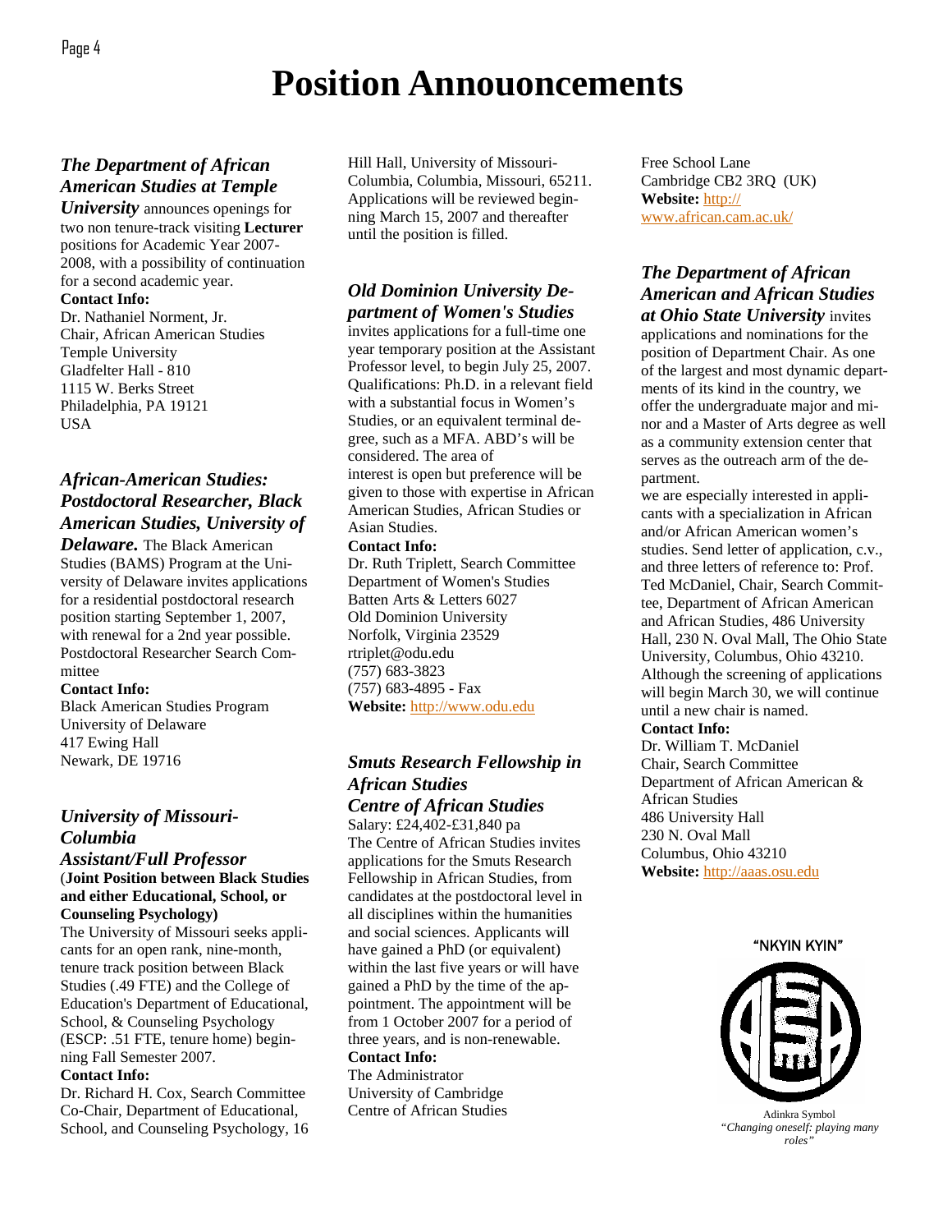# Position Annouoncements

***The Department of African American Studies at Temple University*** announces openings for two non tenure-track visiting **Lecturer** positions for Academic Year 2007-2008, with a possibility of continuation for a second academic year.

**Contact Info:**
Dr. Nathaniel Norment, Jr.
Chair, African American Studies
Temple University
Gladfelter Hall - 810
1115 W. Berks Street
Philadelphia, PA 19121
USA

***African-American Studies: Postdoctoral Researcher, Black American Studies, University of Delaware.*** The Black American Studies (BAMS) Program at the University of Delaware invites applications for a residential postdoctoral research position starting September 1, 2007, with renewal for a 2nd year possible. Postdoctoral Researcher Search Committee

**Contact Info:**
Black American Studies Program
University of Delaware
417 Ewing Hall
Newark, DE 19716

***University of Missouri-Columbia***
***Assistant/Full Professor***
(**Joint Position between Black Studies and either Educational, School, or Counseling Psychology)**
The University of Missouri seeks applicants for an open rank, nine-month, tenure track position between Black Studies (.49 FTE) and the College of Education's Department of Educational, School, & Counseling Psychology (ESCP: .51 FTE, tenure home) beginning Fall Semester 2007.

**Contact Info:**
Dr. Richard H. Cox, Search Committee Co-Chair, Department of Educational, School, and Counseling Psychology, 16 Hill Hall, University of Missouri-Columbia, Columbia, Missouri, 65211. Applications will be reviewed beginning March 15, 2007 and thereafter until the position is filled.

***Old Dominion University Department of Women's Studies*** invites applications for a full-time one year temporary position at the Assistant Professor level, to begin July 25, 2007. Qualifications: Ph.D. in a relevant field with a substantial focus in Women's Studies, or an equivalent terminal degree, such as a MFA. ABD's will be considered. The area of interest is open but preference will be given to those with expertise in African American Studies, African Studies or Asian Studies.

**Contact Info:**
Dr. Ruth Triplett, Search Committee
Department of Women's Studies
Batten Arts & Letters 6027
Old Dominion University
Norfolk, Virginia 23529
rtriplet@odu.edu
(757) 683-3823
(757) 683-4895 - Fax
**Website:** http://www.odu.edu

***Smuts Research Fellowship in African Studies***
***Centre of African Studies***
Salary: £24,402-£31,840 pa
The Centre of African Studies invites applications for the Smuts Research Fellowship in African Studies, from candidates at the postdoctoral level in all disciplines within the humanities and social sciences. Applicants will have gained a PhD (or equivalent) within the last five years or will have gained a PhD by the time of the appointment. The appointment will be from 1 October 2007 for a period of three years, and is non-renewable.

**Contact Info:**
The Administrator
University of Cambridge
Centre of African Studies
Free School Lane
Cambridge CB2 3RQ (UK)
**Website:** http://www.african.cam.ac.uk/

***The Department of African American and African Studies at Ohio State University*** invites applications and nominations for the position of Department Chair. As one of the largest and most dynamic departments of its kind in the country, we offer the undergraduate major and minor and a Master of Arts degree as well as a community extension center that serves as the outreach arm of the department.
we are especially interested in applicants with a specialization in African and/or African American women's studies. Send letter of application, c.v., and three letters of reference to: Prof. Ted McDaniel, Chair, Search Committee, Department of African American and African Studies, 486 University Hall, 230 N. Oval Mall, The Ohio State University, Columbus, Ohio 43210. Although the screening of applications will begin March 30, we will continue until a new chair is named.

**Contact Info:**
Dr. William T. McDaniel
Chair, Search Committee
Department of African American & African Studies
486 University Hall
230 N. Oval Mall
Columbus, Ohio 43210
**Website:** http://aaas.osu.edu

"NKYIN KYIN"

Adinkra Symbol
*"Changing oneself: playing many roles"*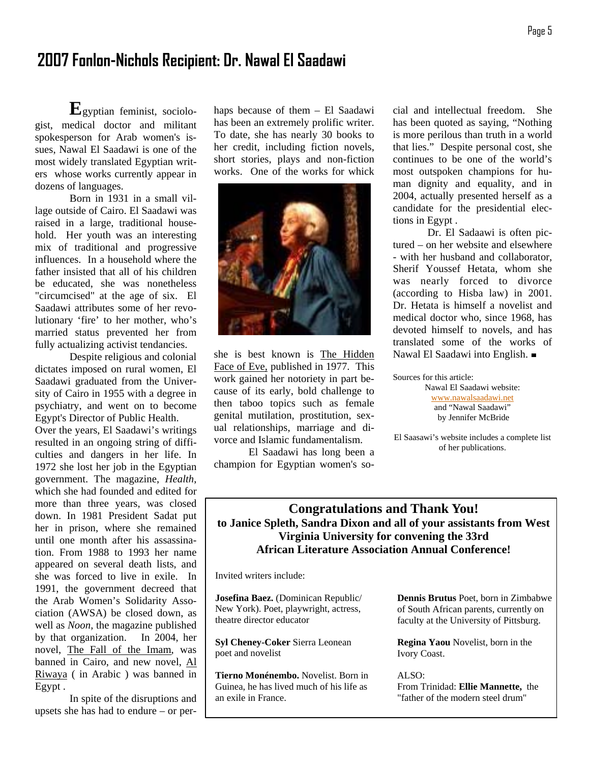## 2007 Fonlon-Nichols Recipient: Dr. Nawal El Saadawi

Egyptian feminist, sociologist, medical doctor and militant spokesperson for Arab women's issues, Nawal El Saadawi is one of the most widely translated Egyptian writers whose works currently appear in dozens of languages.

Born in 1931 in a small village outside of Cairo. El Saadawi was raised in a large, traditional household. Her youth was an interesting mix of traditional and progressive influences. In a household where the father insisted that all of his children be educated, she was nonetheless "circumcised" at the age of six. El Saadawi attributes some of her revolutionary 'fire' to her mother, who's married status prevented her from fully actualizing activist tendencies.

Despite religious and colonial dictates imposed on rural women, El Saadawi graduated from the University of Cairo in 1955 with a degree in psychiatry, and went on to become Egypt's Director of Public Health.
Over the years, El Saadawi's writings resulted in an ongoing string of difficulties and dangers in her life. In 1972 she lost her job in the Egyptian government. The magazine, *Health*, which she had founded and edited for more than three years, was closed down. In 1981 President Sadat put her in prison, where she remained until one month after his assassination. From 1988 to 1993 her name appeared on several death lists, and she was forced to live in exile. In 1991, the government decreed that the Arab Women's Solidarity Association (AWSA) be closed down, as well as *Noon*, the magazine published by that organization. In 2004, her novel, The Fall of the Imam, was banned in Cairo, and new novel, Al Riwaya ( in Arabic ) was banned in Egypt .

In spite of the disruptions and upsets she has had to endure – or perhaps because of them – El Saadawi has been an extremely prolific writer. To date, she has nearly 30 books to her credit, including fiction novels, short stories, plays and non-fiction works. One of the works for whick she is best known is The Hidden Face of Eve, published in 1977. This work gained her notoriety in part because of its early, bold challenge to then taboo topics such as female genital mutilation, prostitution, sexual relationships, marriage and divorce and Islamic fundamentalism.

El Saadawi has long been a champion for Egyptian women's social and intellectual freedom. She has been quoted as saying, "Nothing is more perilous than truth in a world that lies." Despite personal cost, she continues to be one of the world's most outspoken champions for human dignity and equality, and in 2004, actually presented herself as a candidate for the presidential elections in Egypt .

Dr. El Sadaawi is often pictured – on her website and elsewhere - with her husband and collaborator, Sherif Youssef Hetata, whom she was nearly forced to divorce (according to Hisba law) in 2001. Dr. Hetata is himself a novelist and medical doctor who, since 1968, has devoted himself to novels, and has translated some of the works of Nawal El Saadawi into English. ▪

Sources for this article:
Nawal El Saadawi website:
www.nawalsaadawi.net
and "Nawal Saadawi"
by Jennifer McBride

El Saasawi's website includes a complete list of her publications.

### Congratulations and Thank You!
**to Janice Spleth, Sandra Dixon and all of your assistants from West Virginia University for convening the 33rd African Literature Association Annual Conference!**

Invited writers include:

**Josefina Baez.** (Dominican Republic/ New York). Poet, playwright, actress, theatre director educator

**Syl Cheney-Coker** Sierra Leonean poet and novelist

**Tierno Monénembo.** Novelist. Born in Guinea, he has lived much of his life as an exile in France.

**Dennis Brutus** Poet, born in Zimbabwe of South African parents, currently on faculty at the University of Pittsburg.

**Regina Yaou** Novelist, born in the Ivory Coast.

ALSO:
From Trinidad: **Ellie Mannette,** the "father of the modern steel drum"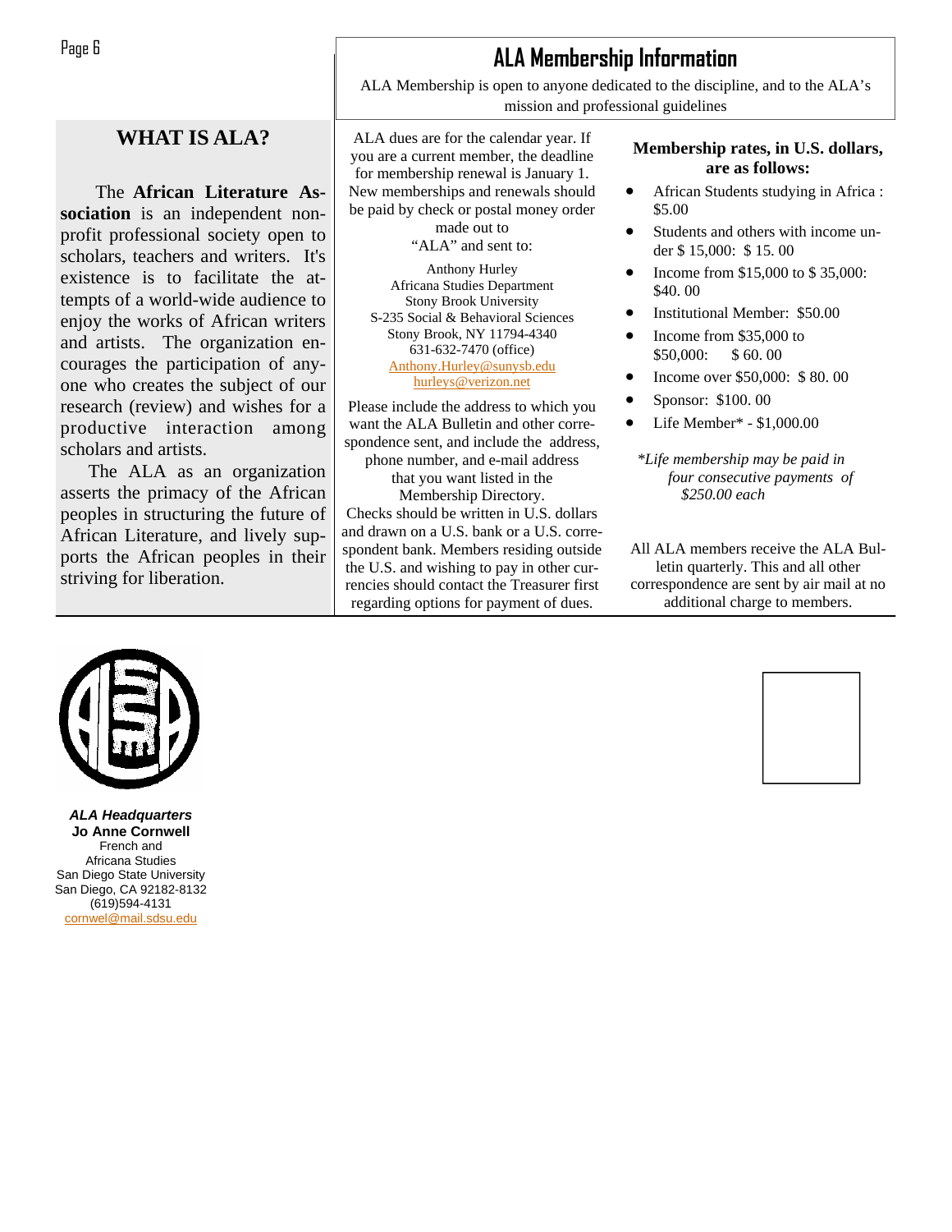## WHAT IS ALA?

The **African Literature Association** is an independent non-profit professional society open to scholars, teachers and writers. It's existence is to facilitate the attempts of a world-wide audience to enjoy the works of African writers and artists. The organization encourages the participation of anyone who creates the subject of our research (review) and wishes for a productive interaction among scholars and artists.

The ALA as an organization asserts the primacy of the African peoples in structuring the future of African Literature, and lively supports the African peoples in their striving for liberation.

# ALA Membership Information

ALA Membership is open to anyone dedicated to the discipline, and to the ALA's mission and professional guidelines

ALA dues are for the calendar year. If you are a current member, the deadline for membership renewal is January 1. New memberships and renewals should be paid by check or postal money order made out to "ALA" and sent to:

Anthony Hurley
Africana Studies Department
Stony Brook University
S-235 Social & Behavioral Sciences
Stony Brook, NY 11794-4340
631-632-7470 (office)
Anthony.Hurley@sunysb.edu
hurleys@verizon.net

Please include the address to which you want the ALA Bulletin and other correspondence sent, and include the address, phone number, and e-mail address that you want listed in the Membership Directory.

Checks should be written in U.S. dollars and drawn on a U.S. bank or a U.S. correspondent bank. Members residing outside the U.S. and wishing to pay in other currencies should contact the Treasurer first regarding options for payment of dues.

**Membership rates, in U.S. dollars, are as follows:**

- African Students studying in Africa : $5.00
- Students and others with income under $ 15,000: $ 15. 00
- Income from $15,000 to $ 35,000: $40. 00
- Institutional Member: $50.00
- Income from $35,000 to $50,000: $ 60. 00
- Income over $50,000: $ 80. 00
- Sponsor: $100. 00
- Life Member* - $1,000.00

*\*Life membership may be paid in four consecutive payments of $250.00 each*

All ALA members receive the ALA Bulletin quarterly. This and all other correspondence are sent by air mail at no additional charge to members.

***ALA Headquarters***
**Jo Anne Cornwell**
French and
Africana Studies
San Diego State University
San Diego, CA 92182-8132
(619)594-4131
cornwel@mail.sdsu.edu